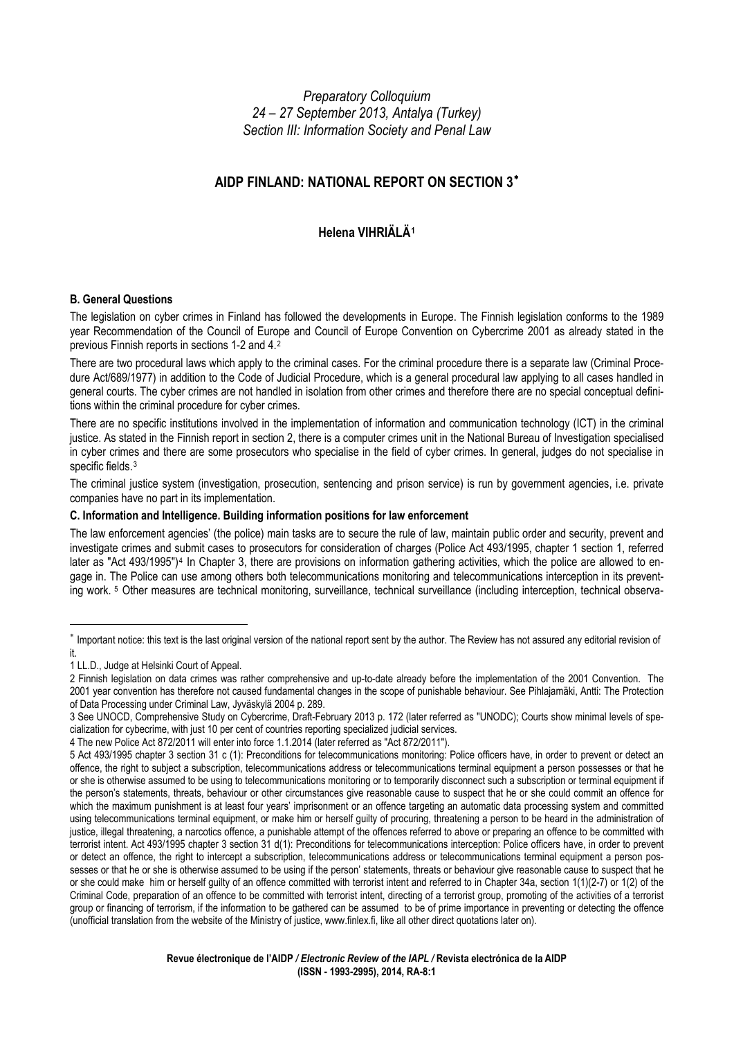*Preparatory Colloquium*
*24 – 27 September 2013, Antalya (Turkey)*
*Section III: Information Society and Penal Law*

# AIDP FINLAND: NATIONAL REPORT ON SECTION 3*

## Helena VIHRIÄLÄ[1]

### B. General Questions

The legislation on cyber crimes in Finland has followed the developments in Europe. The Finnish legislation conforms to the 1989 year Recommendation of the Council of Europe and Council of Europe Convention on Cybercrime 2001 as already stated in the previous Finnish reports in sections 1-2 and 4.[2]

There are two procedural laws which apply to the criminal cases. For the criminal procedure there is a separate law (Criminal Procedure Act/689/1977) in addition to the Code of Judicial Procedure, which is a general procedural law applying to all cases handled in general courts. The cyber crimes are not handled in isolation from other crimes and therefore there are no special conceptual definitions within the criminal procedure for cyber crimes.

There are no specific institutions involved in the implementation of information and communication technology (ICT) in the criminal justice. As stated in the Finnish report in section 2, there is a computer crimes unit in the National Bureau of Investigation specialised in cyber crimes and there are some prosecutors who specialise in the field of cyber crimes. In general, judges do not specialise in specific fields.[3]

The criminal justice system (investigation, prosecution, sentencing and prison service) is run by government agencies, i.e. private companies have no part in its implementation.

### C. Information and Intelligence. Building information positions for law enforcement

The law enforcement agencies' (the police) main tasks are to secure the rule of law, maintain public order and security, prevent and investigate crimes and submit cases to prosecutors for consideration of charges (Police Act 493/1995, chapter 1 section 1, referred later as "Act 493/1995")[4] In Chapter 3, there are provisions on information gathering activities, which the police are allowed to engage in. The Police can use among others both telecommunications monitoring and telecommunications interception in its preventing work. [5] Other measures are technical monitoring, surveillance, technical surveillance (including interception, technical observa-

---

* Important notice: this text is the last original version of the national report sent by the author. The Review has not assured any editorial revision of it.

1 LL.D., Judge at Helsinki Court of Appeal.

2 Finnish legislation on data crimes was rather comprehensive and up-to-date already before the implementation of the 2001 Convention. The 2001 year convention has therefore not caused fundamental changes in the scope of punishable behaviour. See Pihlajamäki, Antti: The Protection of Data Processing under Criminal Law, Jyväskylä 2004 p. 289.

3 See UNOCD, Comprehensive Study on Cybercrime, Draft-February 2013 p. 172 (later referred as "UNODC); Courts show minimal levels of specialization for cybecrime, with just 10 per cent of countries reporting specialized judicial services.

4 The new Police Act 872/2011 will enter into force 1.1.2014 (later referred as "Act 872/2011").

5 Act 493/1995 chapter 3 section 31 c (1): Preconditions for telecommunications monitoring: Police officers have, in order to prevent or detect an offence, the right to subject a subscription, telecommunications address or telecommunications terminal equipment a person possesses or that he or she is otherwise assumed to be using to telecommunications monitoring or to temporarily disconnect such a subscription or terminal equipment if the person's statements, threats, behaviour or other circumstances give reasonable cause to suspect that he or she could commit an offence for which the maximum punishment is at least four years' imprisonment or an offence targeting an automatic data processing system and committed using telecommunications terminal equipment, or make him or herself guilty of procuring, threatening a person to be heard in the administration of justice, illegal threatening, a narcotics offence, a punishable attempt of the offences referred to above or preparing an offence to be committed with terrorist intent. Act 493/1995 chapter 3 section 31 d(1): Preconditions for telecommunications interception: Police officers have, in order to prevent or detect an offence, the right to intercept a subscription, telecommunications address or telecommunications terminal equipment a person possesses or that he or she is otherwise assumed to be using if the person' statements, threats or behaviour give reasonable cause to suspect that he or she could make him or herself guilty of an offence committed with terrorist intent and referred to in Chapter 34a, section 1(1)(2-7) or 1(2) of the Criminal Code, preparation of an offence to be committed with terrorist intent, directing of a terrorist group, promoting of the activities of a terrorist group or financing of terrorism, if the information to be gathered can be assumed to be of prime importance in preventing or detecting the offence (unofficial translation from the website of the Ministry of justice, www.finlex.fi, like all other direct quotations later on).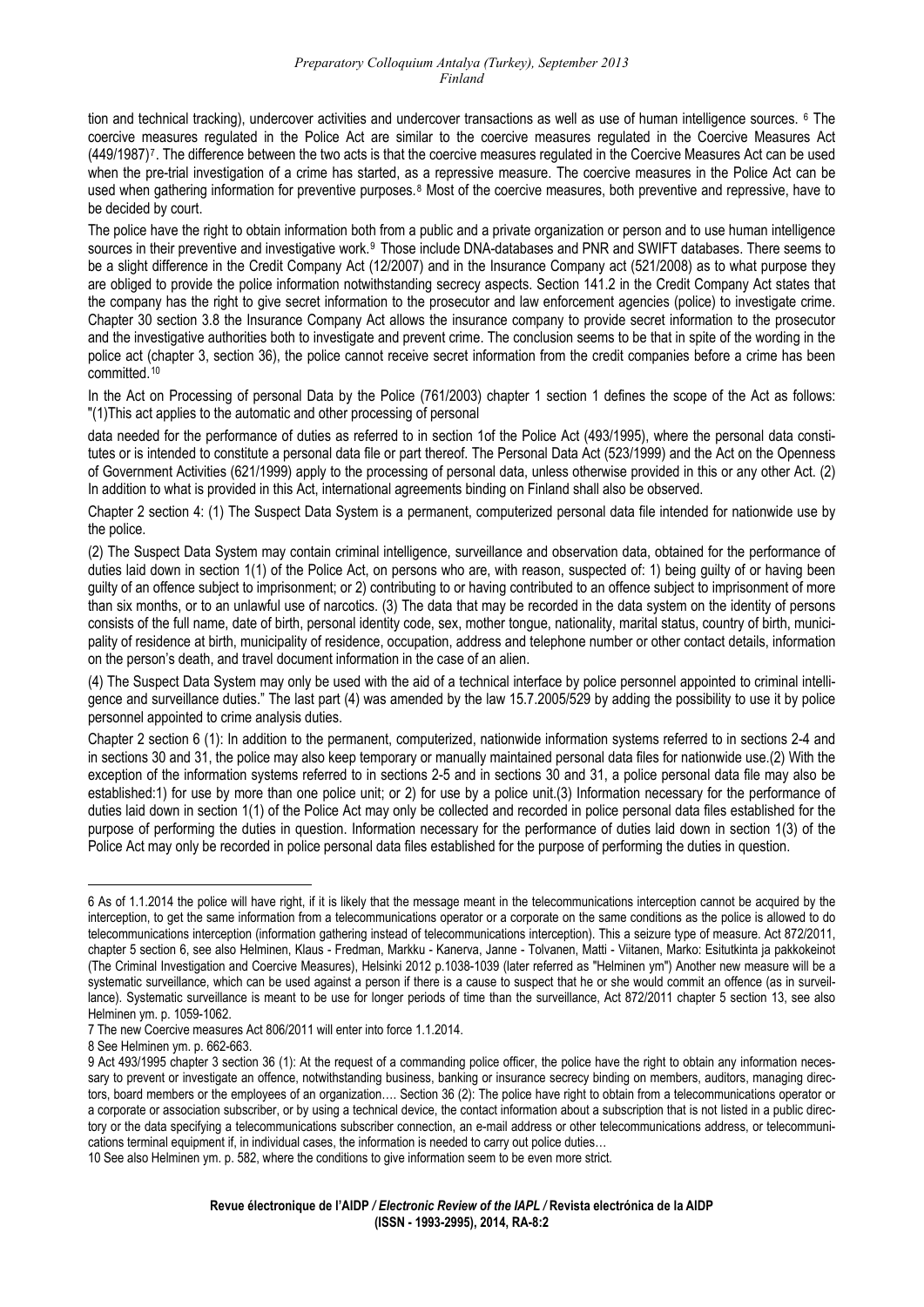tion and technical tracking), undercover activities and undercover transactions as well as use of human intelligence sources. [6] The coercive measures regulated in the Police Act are similar to the coercive measures regulated in the Coercive Measures Act (449/1987)[7]. The difference between the two acts is that the coercive measures regulated in the Coercive Measures Act can be used when the pre-trial investigation of a crime has started, as a repressive measure. The coercive measures in the Police Act can be used when gathering information for preventive purposes.[8] Most of the coercive measures, both preventive and repressive, have to be decided by court.

The police have the right to obtain information both from a public and a private organization or person and to use human intelligence sources in their preventive and investigative work.[9] Those include DNA-databases and PNR and SWIFT databases. There seems to be a slight difference in the Credit Company Act (12/2007) and in the Insurance Company act (521/2008) as to what purpose they are obliged to provide the police information notwithstanding secrecy aspects. Section 141.2 in the Credit Company Act states that the company has the right to give secret information to the prosecutor and law enforcement agencies (police) to investigate crime. Chapter 30 section 3.8 the Insurance Company Act allows the insurance company to provide secret information to the prosecutor and the investigative authorities both to investigate and prevent crime. The conclusion seems to be that in spite of the wording in the police act (chapter 3, section 36), the police cannot receive secret information from the credit companies before a crime has been committed.[10]

In the Act on Processing of personal Data by the Police (761/2003) chapter 1 section 1 defines the scope of the Act as follows: "(1)This act applies to the automatic and other processing of personal

data needed for the performance of duties as referred to in section 1of the Police Act (493/1995), where the personal data constitutes or is intended to constitute a personal data file or part thereof. The Personal Data Act (523/1999) and the Act on the Openness of Government Activities (621/1999) apply to the processing of personal data, unless otherwise provided in this or any other Act. (2) In addition to what is provided in this Act, international agreements binding on Finland shall also be observed.

Chapter 2 section 4: (1) The Suspect Data System is a permanent, computerized personal data file intended for nationwide use by the police.

(2) The Suspect Data System may contain criminal intelligence, surveillance and observation data, obtained for the performance of duties laid down in section 1(1) of the Police Act, on persons who are, with reason, suspected of: 1) being guilty of or having been guilty of an offence subject to imprisonment; or 2) contributing to or having contributed to an offence subject to imprisonment of more than six months, or to an unlawful use of narcotics. (3) The data that may be recorded in the data system on the identity of persons consists of the full name, date of birth, personal identity code, sex, mother tongue, nationality, marital status, country of birth, municipality of residence at birth, municipality of residence, occupation, address and telephone number or other contact details, information on the person's death, and travel document information in the case of an alien.

(4) The Suspect Data System may only be used with the aid of a technical interface by police personnel appointed to criminal intelligence and surveillance duties." The last part (4) was amended by the law 15.7.2005/529 by adding the possibility to use it by police personnel appointed to crime analysis duties.

Chapter 2 section 6 (1): In addition to the permanent, computerized, nationwide information systems referred to in sections 2-4 and in sections 30 and 31, the police may also keep temporary or manually maintained personal data files for nationwide use.(2) With the exception of the information systems referred to in sections 2-5 and in sections 30 and 31, a police personal data file may also be established:1) for use by more than one police unit; or 2) for use by a police unit.(3) Information necessary for the performance of duties laid down in section 1(1) of the Police Act may only be collected and recorded in police personal data files established for the purpose of performing the duties in question. Information necessary for the performance of duties laid down in section 1(3) of the Police Act may only be recorded in police personal data files established for the purpose of performing the duties in question.

---

[6] As of 1.1.2014 the police will have right, if it is likely that the message meant in the telecommunications interception cannot be acquired by the interception, to get the same information from a telecommunications operator or a corporate on the same conditions as the police is allowed to do telecommunications interception (information gathering instead of telecommunications interception). This a seizure type of measure. Act 872/2011, chapter 5 section 6, see also Helminen, Klaus - Fredman, Markku - Kanerva, Janne - Tolvanen, Matti - Viitanen, Marko: Esitutkinta ja pakkokeinot (The Criminal Investigation and Coercive Measures), Helsinki 2012 p.1038-1039 (later referred as "Helminen ym") Another new measure will be a systematic surveillance, which can be used against a person if there is a cause to suspect that he or she would commit an offence (as in surveillance). Systematic surveillance is meant to be use for longer periods of time than the surveillance, Act 872/2011 chapter 5 section 13, see also Helminen ym. p. 1059-1062.

[7] The new Coercive measures Act 806/2011 will enter into force 1.1.2014.

[8] See Helminen ym. p. 662-663.

[9] Act 493/1995 chapter 3 section 36 (1): At the request of a commanding police officer, the police have the right to obtain any information necessary to prevent or investigate an offence, notwithstanding business, banking or insurance secrecy binding on members, auditors, managing directors, board members or the employees of an organization…. Section 36 (2): The police have right to obtain from a telecommunications operator or a corporate or association subscriber, or by using a technical device, the contact information about a subscription that is not listed in a public directory or the data specifying a telecommunications subscriber connection, an e-mail address or other telecommunications address, or telecommunications terminal equipment if, in individual cases, the information is needed to carry out police duties…

[10] See also Helminen ym. p. 582, where the conditions to give information seem to be even more strict.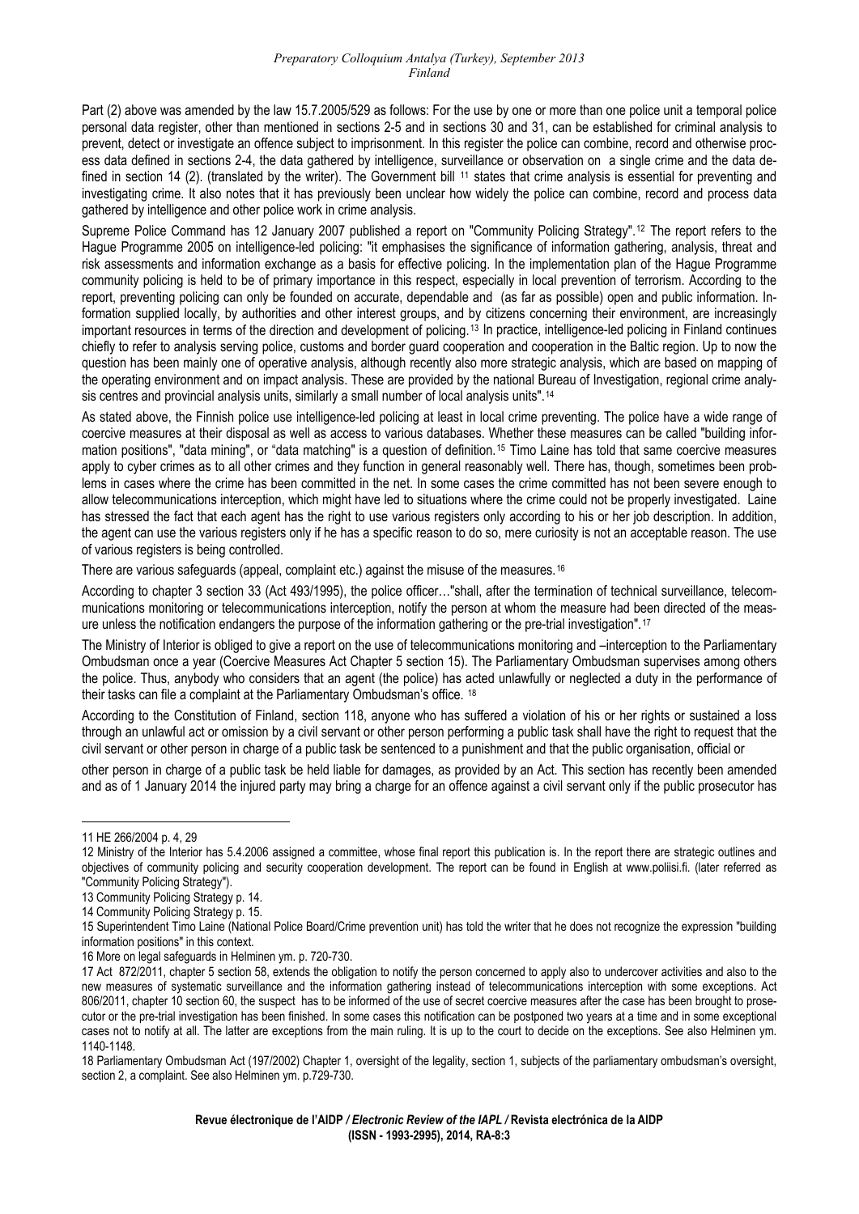Part (2) above was amended by the law 15.7.2005/529 as follows: For the use by one or more than one police unit a temporal police personal data register, other than mentioned in sections 2-5 and in sections 30 and 31, can be established for criminal analysis to prevent, detect or investigate an offence subject to imprisonment. In this register the police can combine, record and otherwise process data defined in sections 2-4, the data gathered by intelligence, surveillance or observation on a single crime and the data defined in section 14 (2). (translated by the writer). The Government bill [11] states that crime analysis is essential for preventing and investigating crime. It also notes that it has previously been unclear how widely the police can combine, record and process data gathered by intelligence and other police work in crime analysis.

Supreme Police Command has 12 January 2007 published a report on "Community Policing Strategy".[12] The report refers to the Hague Programme 2005 on intelligence-led policing: "it emphasises the significance of information gathering, analysis, threat and risk assessments and information exchange as a basis for effective policing. In the implementation plan of the Hague Programme community policing is held to be of primary importance in this respect, especially in local prevention of terrorism. According to the report, preventing policing can only be founded on accurate, dependable and (as far as possible) open and public information. Information supplied locally, by authorities and other interest groups, and by citizens concerning their environment, are increasingly important resources in terms of the direction and development of policing.[13] In practice, intelligence-led policing in Finland continues chiefly to refer to analysis serving police, customs and border guard cooperation and cooperation in the Baltic region. Up to now the question has been mainly one of operative analysis, although recently also more strategic analysis, which are based on mapping of the operating environment and on impact analysis. These are provided by the national Bureau of Investigation, regional crime analysis centres and provincial analysis units, similarly a small number of local analysis units".[14]

As stated above, the Finnish police use intelligence-led policing at least in local crime preventing. The police have a wide range of coercive measures at their disposal as well as access to various databases. Whether these measures can be called "building information positions", "data mining", or "data matching" is a question of definition.[15] Timo Laine has told that same coercive measures apply to cyber crimes as to all other crimes and they function in general reasonably well. There has, though, sometimes been problems in cases where the crime has been committed in the net. In some cases the crime committed has not been severe enough to allow telecommunications interception, which might have led to situations where the crime could not be properly investigated. Laine has stressed the fact that each agent has the right to use various registers only according to his or her job description. In addition, the agent can use the various registers only if he has a specific reason to do so, mere curiosity is not an acceptable reason. The use of various registers is being controlled.

There are various safeguards (appeal, complaint etc.) against the misuse of the measures.[16]

According to chapter 3 section 33 (Act 493/1995), the police officer…"shall, after the termination of technical surveillance, telecommunications monitoring or telecommunications interception, notify the person at whom the measure had been directed of the measure unless the notification endangers the purpose of the information gathering or the pre-trial investigation".[17]

The Ministry of Interior is obliged to give a report on the use of telecommunications monitoring and –interception to the Parliamentary Ombudsman once a year (Coercive Measures Act Chapter 5 section 15). The Parliamentary Ombudsman supervises among others the police. Thus, anybody who considers that an agent (the police) has acted unlawfully or neglected a duty in the performance of their tasks can file a complaint at the Parliamentary Ombudsman's office. [18]

According to the Constitution of Finland, section 118, anyone who has suffered a violation of his or her rights or sustained a loss through an unlawful act or omission by a civil servant or other person performing a public task shall have the right to request that the civil servant or other person in charge of a public task be sentenced to a punishment and that the public organisation, official or

other person in charge of a public task be held liable for damages, as provided by an Act. This section has recently been amended and as of 1 January 2014 the injured party may bring a charge for an offence against a civil servant only if the public prosecutor has

---

11 HE 266/2004 p. 4, 29

12 Ministry of the Interior has 5.4.2006 assigned a committee, whose final report this publication is. In the report there are strategic outlines and objectives of community policing and security cooperation development. The report can be found in English at www.poliisi.fi. (later referred as "Community Policing Strategy").

13 Community Policing Strategy p. 14.

14 Community Policing Strategy p. 15.

15 Superintendent Timo Laine (National Police Board/Crime prevention unit) has told the writer that he does not recognize the expression "building information positions" in this context.

16 More on legal safeguards in Helminen ym. p. 720-730.

17 Act 872/2011, chapter 5 section 58, extends the obligation to notify the person concerned to apply also to undercover activities and also to the new measures of systematic surveillance and the information gathering instead of telecommunications interception with some exceptions. Act 806/2011, chapter 10 section 60, the suspect has to be informed of the use of secret coercive measures after the case has been brought to prosecutor or the pre-trial investigation has been finished. In some cases this notification can be postponed two years at a time and in some exceptional cases not to notify at all. The latter are exceptions from the main ruling. It is up to the court to decide on the exceptions. See also Helminen ym. 1140-1148.

18 Parliamentary Ombudsman Act (197/2002) Chapter 1, oversight of the legality, section 1, subjects of the parliamentary ombudsman's oversight, section 2, a complaint. See also Helminen ym. p.729-730.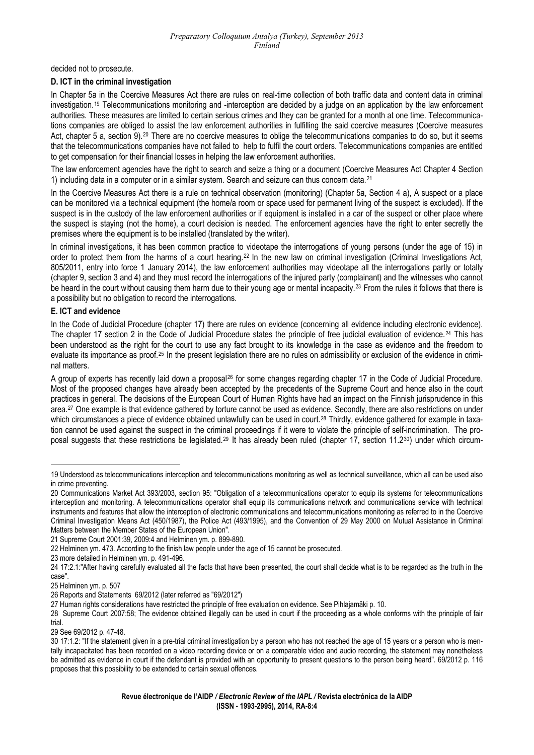decided not to prosecute.

**D. ICT in the criminal investigation**

In Chapter 5a in the Coercive Measures Act there are rules on real-time collection of both traffic data and content data in criminal investigation.[19] Telecommunications monitoring and -interception are decided by a judge on an application by the law enforcement authorities. These measures are limited to certain serious crimes and they can be granted for a month at one time. Telecommunications companies are obliged to assist the law enforcement authorities in fulfilling the said coercive measures (Coercive measures Act, chapter 5 a, section 9).[20] There are no coercive measures to oblige the telecommunications companies to do so, but it seems that the telecommunications companies have not failed to help to fulfil the court orders. Telecommunications companies are entitled to get compensation for their financial losses in helping the law enforcement authorities.

The law enforcement agencies have the right to search and seize a thing or a document (Coercive Measures Act Chapter 4 Section 1) including data in a computer or in a similar system. Search and seizure can thus concern data.[21]

In the Coercive Measures Act there is a rule on technical observation (monitoring) (Chapter 5a, Section 4 a), A suspect or a place can be monitored via a technical equipment (the home/a room or space used for permanent living of the suspect is excluded). If the suspect is in the custody of the law enforcement authorities or if equipment is installed in a car of the suspect or other place where the suspect is staying (not the home), a court decision is needed. The enforcement agencies have the right to enter secretly the premises where the equipment is to be installed (translated by the writer).

In criminal investigations, it has been common practice to videotape the interrogations of young persons (under the age of 15) in order to protect them from the harms of a court hearing.[22] In the new law on criminal investigation (Criminal Investigations Act, 805/2011, entry into force 1 January 2014), the law enforcement authorities may videotape all the interrogations partly or totally (chapter 9, section 3 and 4) and they must record the interrogations of the injured party (complainant) and the witnesses who cannot be heard in the court without causing them harm due to their young age or mental incapacity.[23] From the rules it follows that there is a possibility but no obligation to record the interrogations.

**E. ICT and evidence**

In the Code of Judicial Procedure (chapter 17) there are rules on evidence (concerning all evidence including electronic evidence). The chapter 17 section 2 in the Code of Judicial Procedure states the principle of free judicial evaluation of evidence.[24] This has been understood as the right for the court to use any fact brought to its knowledge in the case as evidence and the freedom to evaluate its importance as proof.[25] In the present legislation there are no rules on admissibility or exclusion of the evidence in criminal matters.

A group of experts has recently laid down a proposal[26] for some changes regarding chapter 17 in the Code of Judicial Procedure. Most of the proposed changes have already been accepted by the precedents of the Supreme Court and hence also in the court practices in general. The decisions of the European Court of Human Rights have had an impact on the Finnish jurisprudence in this area.[27] One example is that evidence gathered by torture cannot be used as evidence. Secondly, there are also restrictions on under which circumstances a piece of evidence obtained unlawfully can be used in court.[28] Thirdly, evidence gathered for example in taxation cannot be used against the suspect in the criminal proceedings if it were to violate the principle of self-incrimination. The proposal suggests that these restrictions be legislated.[29] It has already been ruled (chapter 17, section 11.2[30]) under which circum-

---

19 Understood as telecommunications interception and telecommunications monitoring as well as technical surveillance, which all can be used also in crime preventing.

20 Communications Market Act 393/2003, section 95: "Obligation of a telecommunications operator to equip its systems for telecommunications interception and monitoring. A telecommunications operator shall equip its communications network and communications service with technical instruments and features that allow the interception of electronic communications and telecommunications monitoring as referred to in the Coercive Criminal Investigation Means Act (450/1987), the Police Act (493/1995), and the Convention of 29 May 2000 on Mutual Assistance in Criminal Matters between the Member States of the European Union".

21 Supreme Court 2001:39, 2009:4 and Helminen ym. p. 899-890.

22 Helminen ym. 473. According to the finish law people under the age of 15 cannot be prosecuted.

23 more detailed in Helminen ym. p. 491-496.

24 17:2.1:"After having carefully evaluated all the facts that have been presented, the court shall decide what is to be regarded as the truth in the case".

25 Helminen ym. p. 507

26 Reports and Statements 69/2012 (later referred as "69/2012")

27 Human rights considerations have restricted the principle of free evaluation on evidence. See Pihlajamäki p. 10.

28 Supreme Court 2007:58; The evidence obtained illegally can be used in court if the proceeding as a whole conforms with the principle of fair trial.

29 See 69/2012 p. 47-48.

30 17:1.2: "If the statement given in a pre-trial criminal investigation by a person who has not reached the age of 15 years or a person who is mentally incapacitated has been recorded on a video recording device or on a comparable video and audio recording, the statement may nonetheless be admitted as evidence in court if the defendant is provided with an opportunity to present questions to the person being heard". 69/2012 p. 116 proposes that this possibility to be extended to certain sexual offences.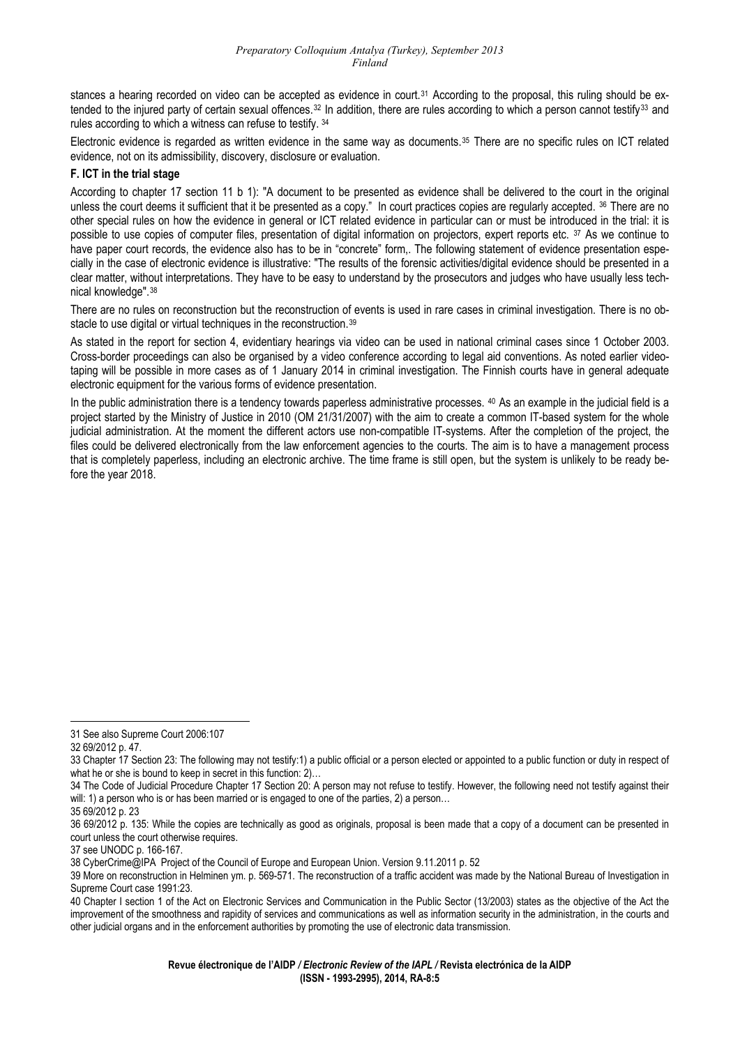stances a hearing recorded on video can be accepted as evidence in court.[31] According to the proposal, this ruling should be extended to the injured party of certain sexual offences.[32] In addition, there are rules according to which a person cannot testify[33] and rules according to which a witness can refuse to testify. [34]

Electronic evidence is regarded as written evidence in the same way as documents.[35] There are no specific rules on ICT related evidence, not on its admissibility, discovery, disclosure or evaluation.

**F. ICT in the trial stage**

According to chapter 17 section 11 b 1): "A document to be presented as evidence shall be delivered to the court in the original unless the court deems it sufficient that it be presented as a copy." In court practices copies are regularly accepted. [36] There are no other special rules on how the evidence in general or ICT related evidence in particular can or must be introduced in the trial: it is possible to use copies of computer files, presentation of digital information on projectors, expert reports etc. [37] As we continue to have paper court records, the evidence also has to be in "concrete" form,. The following statement of evidence presentation especially in the case of electronic evidence is illustrative: "The results of the forensic activities/digital evidence should be presented in a clear matter, without interpretations. They have to be easy to understand by the prosecutors and judges who have usually less technical knowledge".[38]

There are no rules on reconstruction but the reconstruction of events is used in rare cases in criminal investigation. There is no obstacle to use digital or virtual techniques in the reconstruction.[39]

As stated in the report for section 4, evidentiary hearings via video can be used in national criminal cases since 1 October 2003. Cross-border proceedings can also be organised by a video conference according to legal aid conventions. As noted earlier videotaping will be possible in more cases as of 1 January 2014 in criminal investigation. The Finnish courts have in general adequate electronic equipment for the various forms of evidence presentation.

In the public administration there is a tendency towards paperless administrative processes. [40] As an example in the judicial field is a project started by the Ministry of Justice in 2010 (OM 21/31/2007) with the aim to create a common IT-based system for the whole judicial administration. At the moment the different actors use non-compatible IT-systems. After the completion of the project, the files could be delivered electronically from the law enforcement agencies to the courts. The aim is to have a management process that is completely paperless, including an electronic archive. The time frame is still open, but the system is unlikely to be ready before the year 2018.

---

31 See also Supreme Court 2006:107

32 69/2012 p. 47.

33 Chapter 17 Section 23: The following may not testify:1) a public official or a person elected or appointed to a public function or duty in respect of what he or she is bound to keep in secret in this function: 2)…

34 The Code of Judicial Procedure Chapter 17 Section 20: A person may not refuse to testify. However, the following need not testify against their will: 1) a person who is or has been married or is engaged to one of the parties, 2) a person…

35 69/2012 p. 23

36 69/2012 p. 135: While the copies are technically as good as originals, proposal is been made that a copy of a document can be presented in court unless the court otherwise requires.

37 see UNODC p. 166-167.

38 CyberCrime@IPA Project of the Council of Europe and European Union. Version 9.11.2011 p. 52

39 More on reconstruction in Helminen ym. p. 569-571. The reconstruction of a traffic accident was made by the National Bureau of Investigation in Supreme Court case 1991:23.

40 Chapter I section 1 of the Act on Electronic Services and Communication in the Public Sector (13/2003) states as the objective of the Act the improvement of the smoothness and rapidity of services and communications as well as information security in the administration, in the courts and other judicial organs and in the enforcement authorities by promoting the use of electronic data transmission.